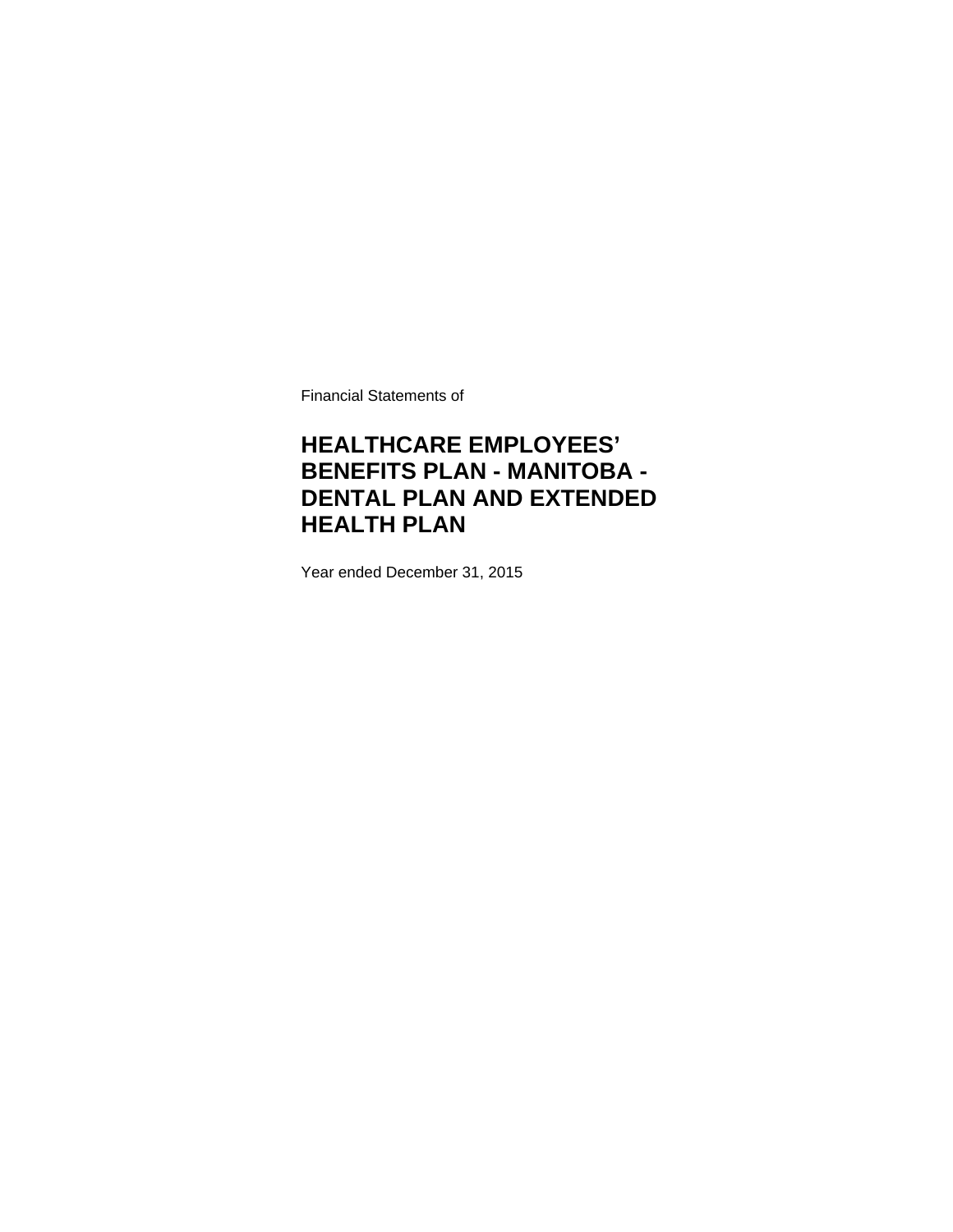Financial Statements of

# HEALTHCARE EMPLOYEES' BENEFITS PLAN - MANITOBA - DENTAL PLAN AND EXTENDED HEALTH PLAN

Year ended December 31, 2015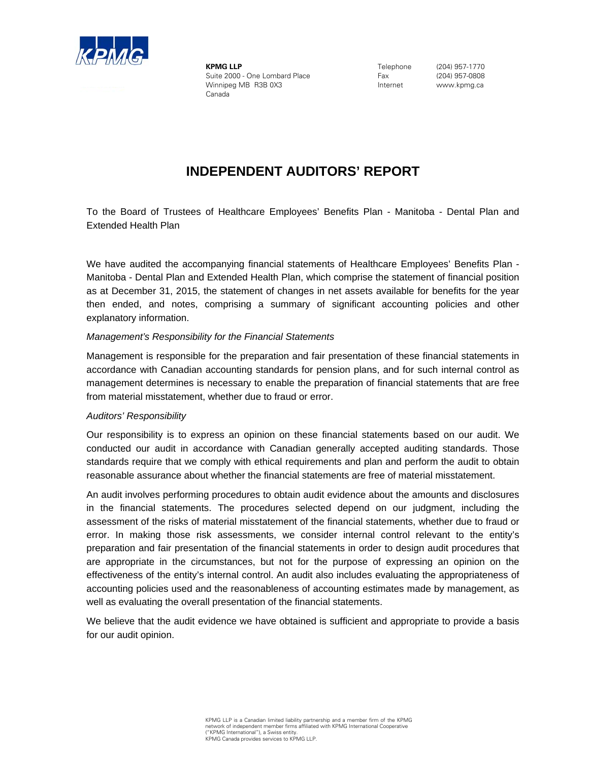**KPMG LLP**
Suite 2000 - One Lombard Place
Winnipeg MB R3B 0X3
Canada

Telephone (204) 957-1770
Fax (204) 957-0808
Internet www.kpmg.ca

# INDEPENDENT AUDITORS' REPORT

To the Board of Trustees of Healthcare Employees' Benefits Plan - Manitoba - Dental Plan and Extended Health Plan

We have audited the accompanying financial statements of Healthcare Employees' Benefits Plan - Manitoba - Dental Plan and Extended Health Plan, which comprise the statement of financial position as at December 31, 2015, the statement of changes in net assets available for benefits for the year then ended, and notes, comprising a summary of significant accounting policies and other explanatory information.

*Management's Responsibility for the Financial Statements*

Management is responsible for the preparation and fair presentation of these financial statements in accordance with Canadian accounting standards for pension plans, and for such internal control as management determines is necessary to enable the preparation of financial statements that are free from material misstatement, whether due to fraud or error.

*Auditors' Responsibility*

Our responsibility is to express an opinion on these financial statements based on our audit. We conducted our audit in accordance with Canadian generally accepted auditing standards. Those standards require that we comply with ethical requirements and plan and perform the audit to obtain reasonable assurance about whether the financial statements are free of material misstatement.

An audit involves performing procedures to obtain audit evidence about the amounts and disclosures in the financial statements. The procedures selected depend on our judgment, including the assessment of the risks of material misstatement of the financial statements, whether due to fraud or error. In making those risk assessments, we consider internal control relevant to the entity's preparation and fair presentation of the financial statements in order to design audit procedures that are appropriate in the circumstances, but not for the purpose of expressing an opinion on the effectiveness of the entity's internal control. An audit also includes evaluating the appropriateness of accounting policies used and the reasonableness of accounting estimates made by management, as well as evaluating the overall presentation of the financial statements.

We believe that the audit evidence we have obtained is sufficient and appropriate to provide a basis for our audit opinion.

KPMG LLP is a Canadian limited liability partnership and a member firm of the KPMG network of independent member firms affiliated with KPMG International Cooperative ("KPMG International"), a Swiss entity.
KPMG Canada provides services to KPMG LLP.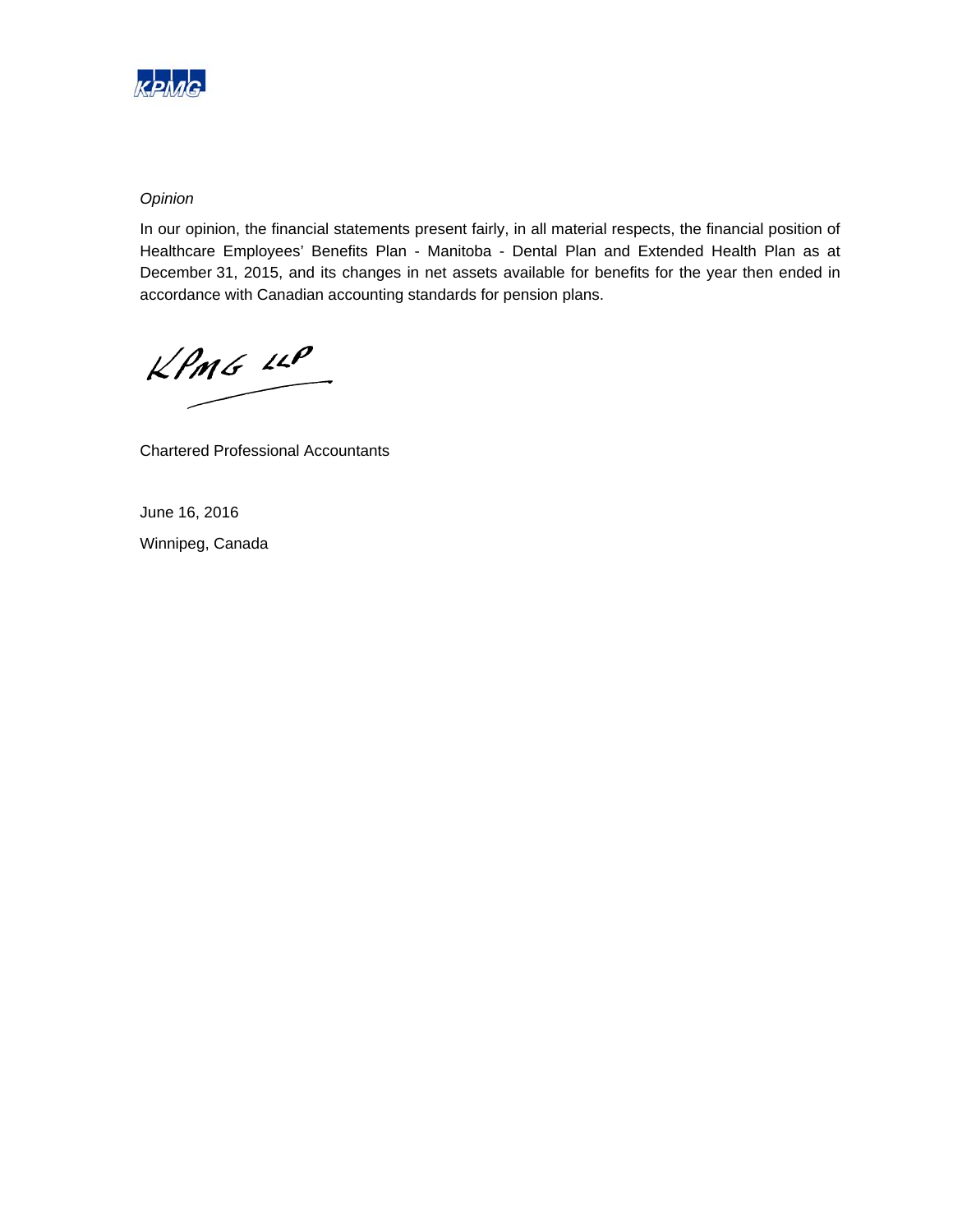*Opinion*

In our opinion, the financial statements present fairly, in all material respects, the financial position of Healthcare Employees' Benefits Plan - Manitoba - Dental Plan and Extended Health Plan as at December 31, 2015, and its changes in net assets available for benefits for the year then ended in accordance with Canadian accounting standards for pension plans.

KPMG LLP

Chartered Professional Accountants

June 16, 2016

Winnipeg, Canada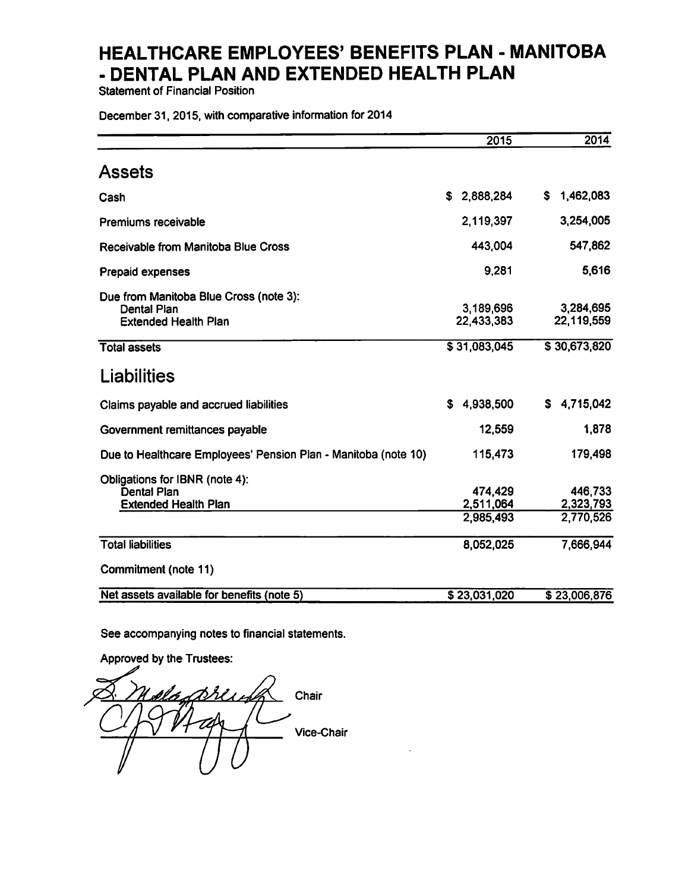# HEALTHCARE EMPLOYEES' BENEFITS PLAN - MANITOBA - DENTAL PLAN AND EXTENDED HEALTH PLAN

Statement of Financial Position

December 31, 2015, with comparative information for 2014

| | 2015 | 2014 |
|---|---|---|
| **Assets** | | |
| Cash | $ 2,888,284 | $ 1,462,083 |
| Premiums receivable | 2,119,397 | 3,254,005 |
| Receivable from Manitoba Blue Cross | 443,004 | 547,862 |
| Prepaid expenses | 9,281 | 5,616 |
| Due from Manitoba Blue Cross (note 3): | | |
| Dental Plan | 3,189,696 | 3,284,695 |
| Extended Health Plan | 22,433,383 | 22,119,559 |
| Total assets | $ 31,083,045 | $ 30,673,820 |
| **Liabilities** | | |
| Claims payable and accrued liabilities | $ 4,938,500 | $ 4,715,042 |
| Government remittances payable | 12,559 | 1,878 |
| Due to Healthcare Employees' Pension Plan - Manitoba (note 10) | 115,473 | 179,498 |
| Obligations for IBNR (note 4): | | |
| Dental Plan | 474,429 | 446,733 |
| Extended Health Plan | 2,511,064 | 2,323,793 |
| | 2,985,493 | 2,770,526 |
| Total liabilities | 8,052,025 | 7,666,944 |
| Commitment (note 11) | | |
| Net assets available for benefits (note 5) | $ 23,031,020 | $ 23,006,876 |

See accompanying notes to financial statements.

Approved by the Trustees:

Chair

Vice-Chair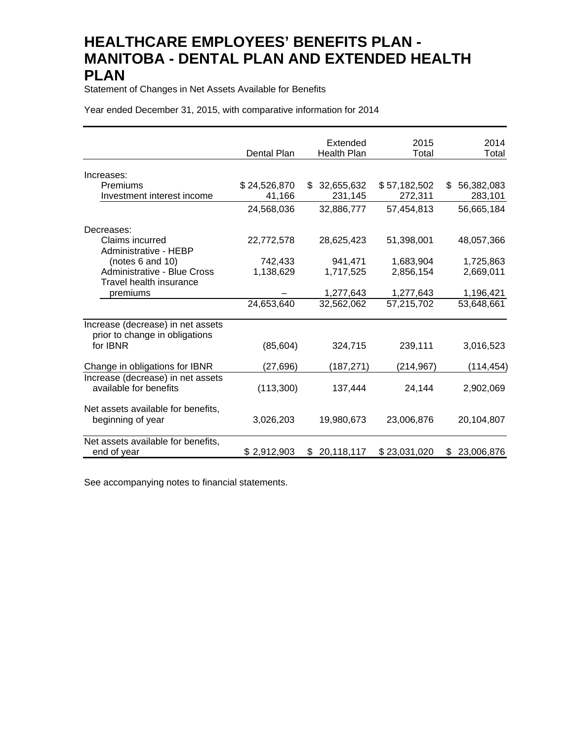# HEALTHCARE EMPLOYEES' BENEFITS PLAN - MANITOBA - DENTAL PLAN AND EXTENDED HEALTH PLAN

Statement of Changes in Net Assets Available for Benefits

Year ended December 31, 2015, with comparative information for 2014

| | Dental Plan | Extended Health Plan | 2015 Total | 2014 Total |
|---|---|---|---|---|
| Increases: | | | | |
| Premiums | $ 24,526,870 | $ 32,655,632 | $ 57,182,502 | $ 56,382,083 |
| Investment interest income | 41,166 | 231,145 | 272,311 | 283,101 |
| | 24,568,036 | 32,886,777 | 57,454,813 | 56,665,184 |
| Decreases: | | | | |
| Claims incurred | 22,772,578 | 28,625,423 | 51,398,001 | 48,057,366 |
| Administrative - HEBP (notes 6 and 10) | 742,433 | 941,471 | 1,683,904 | 1,725,863 |
| Administrative - Blue Cross | 1,138,629 | 1,717,525 | 2,856,154 | 2,669,011 |
| Travel health insurance premiums | – | 1,277,643 | 1,277,643 | 1,196,421 |
| | 24,653,640 | 32,562,062 | 57,215,702 | 53,648,661 |
| Increase (decrease) in net assets prior to change in obligations for IBNR | (85,604) | 324,715 | 239,111 | 3,016,523 |
| Change in obligations for IBNR | (27,696) | (187,271) | (214,967) | (114,454) |
| Increase (decrease) in net assets available for benefits | (113,300) | 137,444 | 24,144 | 2,902,069 |
| Net assets available for benefits, beginning of year | 3,026,203 | 19,980,673 | 23,006,876 | 20,104,807 |
| Net assets available for benefits, end of year | $ 2,912,903 | $ 20,118,117 | $ 23,031,020 | $ 23,006,876 |

See accompanying notes to financial statements.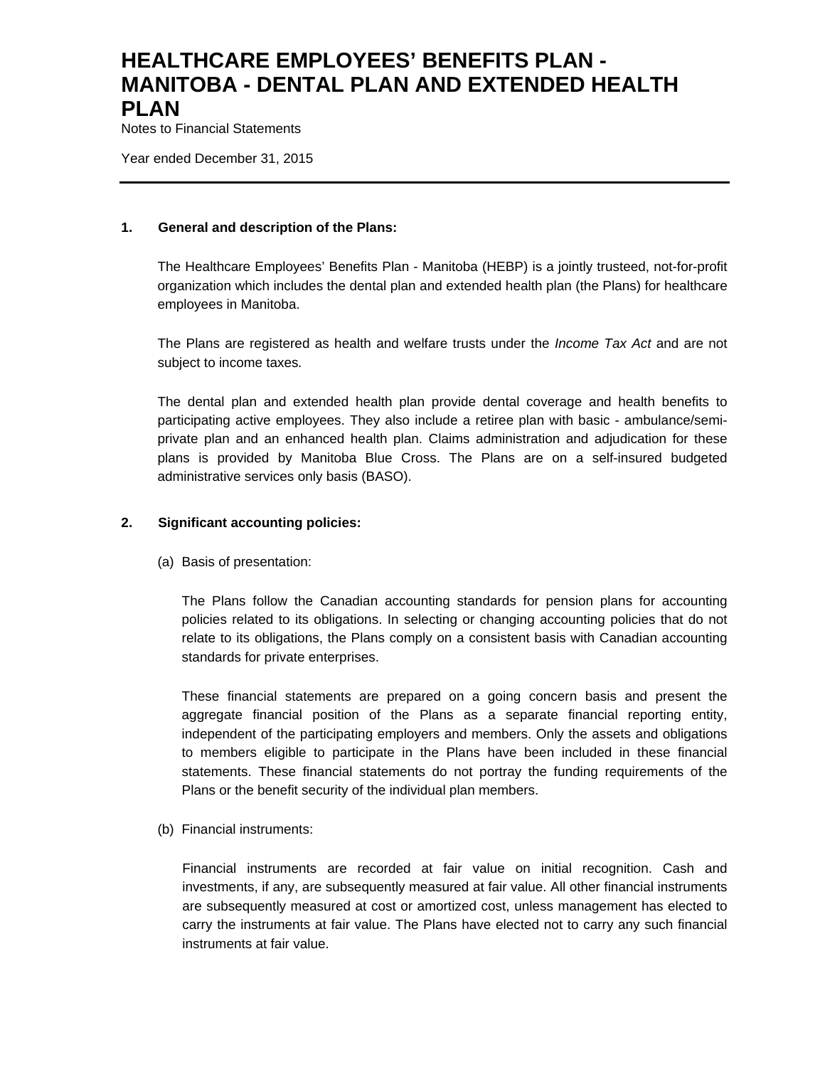# HEALTHCARE EMPLOYEES' BENEFITS PLAN - MANITOBA - DENTAL PLAN AND EXTENDED HEALTH PLAN

Notes to Financial Statements

Year ended December 31, 2015

---

## 1. General and description of the Plans:

The Healthcare Employees' Benefits Plan - Manitoba (HEBP) is a jointly trusteed, not-for-profit organization which includes the dental plan and extended health plan (the Plans) for healthcare employees in Manitoba.

The Plans are registered as health and welfare trusts under the *Income Tax Act* and are not subject to income taxes.

The dental plan and extended health plan provide dental coverage and health benefits to participating active employees. They also include a retiree plan with basic - ambulance/semi-private plan and an enhanced health plan. Claims administration and adjudication for these plans is provided by Manitoba Blue Cross. The Plans are on a self-insured budgeted administrative services only basis (BASO).

## 2. Significant accounting policies:

(a) Basis of presentation:

The Plans follow the Canadian accounting standards for pension plans for accounting policies related to its obligations. In selecting or changing accounting policies that do not relate to its obligations, the Plans comply on a consistent basis with Canadian accounting standards for private enterprises.

These financial statements are prepared on a going concern basis and present the aggregate financial position of the Plans as a separate financial reporting entity, independent of the participating employers and members. Only the assets and obligations to members eligible to participate in the Plans have been included in these financial statements. These financial statements do not portray the funding requirements of the Plans or the benefit security of the individual plan members.

(b) Financial instruments:

Financial instruments are recorded at fair value on initial recognition. Cash and investments, if any, are subsequently measured at fair value. All other financial instruments are subsequently measured at cost or amortized cost, unless management has elected to carry the instruments at fair value. The Plans have elected not to carry any such financial instruments at fair value.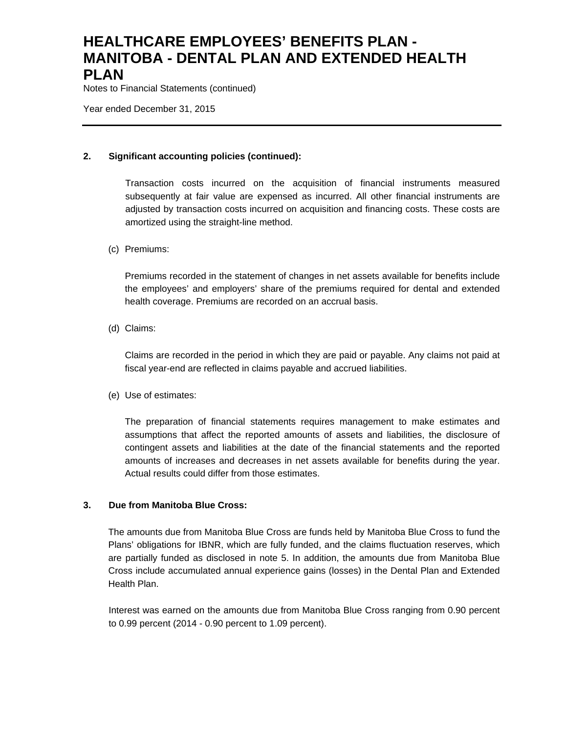## 2. Significant accounting policies (continued):

Transaction costs incurred on the acquisition of financial instruments measured subsequently at fair value are expensed as incurred. All other financial instruments are adjusted by transaction costs incurred on acquisition and financing costs. These costs are amortized using the straight-line method.

(c) Premiums:

Premiums recorded in the statement of changes in net assets available for benefits include the employees' and employers' share of the premiums required for dental and extended health coverage. Premiums are recorded on an accrual basis.

(d) Claims:

Claims are recorded in the period in which they are paid or payable. Any claims not paid at fiscal year-end are reflected in claims payable and accrued liabilities.

(e) Use of estimates:

The preparation of financial statements requires management to make estimates and assumptions that affect the reported amounts of assets and liabilities, the disclosure of contingent assets and liabilities at the date of the financial statements and the reported amounts of increases and decreases in net assets available for benefits during the year. Actual results could differ from those estimates.

## 3. Due from Manitoba Blue Cross:

The amounts due from Manitoba Blue Cross are funds held by Manitoba Blue Cross to fund the Plans' obligations for IBNR, which are fully funded, and the claims fluctuation reserves, which are partially funded as disclosed in note 5. In addition, the amounts due from Manitoba Blue Cross include accumulated annual experience gains (losses) in the Dental Plan and Extended Health Plan.

Interest was earned on the amounts due from Manitoba Blue Cross ranging from 0.90 percent to 0.99 percent (2014 - 0.90 percent to 1.09 percent).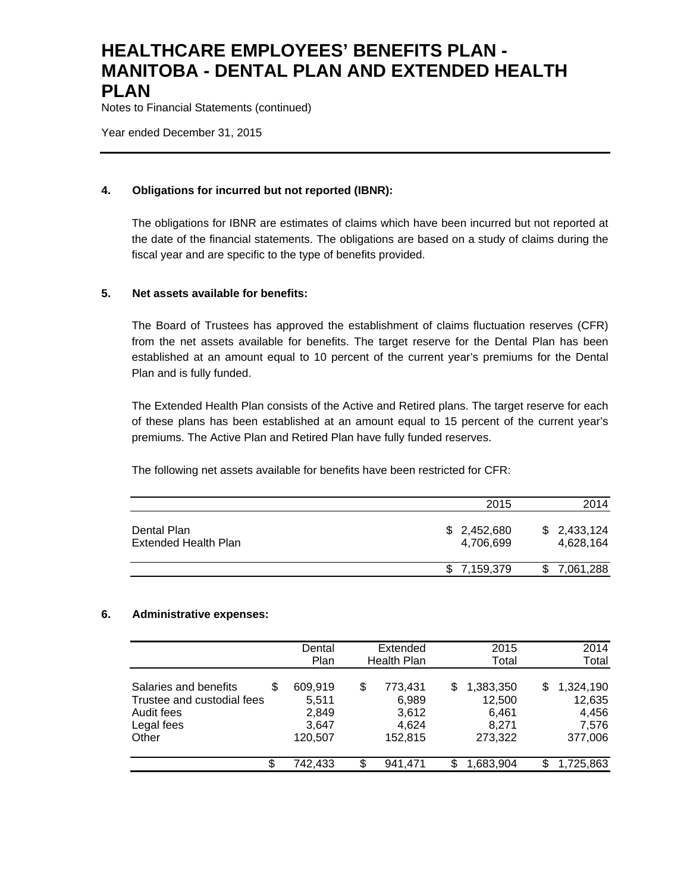## 4. Obligations for incurred but not reported (IBNR):

The obligations for IBNR are estimates of claims which have been incurred but not reported at the date of the financial statements. The obligations are based on a study of claims during the fiscal year and are specific to the type of benefits provided.

## 5. Net assets available for benefits:

The Board of Trustees has approved the establishment of claims fluctuation reserves (CFR) from the net assets available for benefits. The target reserve for the Dental Plan has been established at an amount equal to 10 percent of the current year's premiums for the Dental Plan and is fully funded.

The Extended Health Plan consists of the Active and Retired plans. The target reserve for each of these plans has been established at an amount equal to 15 percent of the current year's premiums. The Active Plan and Retired Plan have fully funded reserves.

The following net assets available for benefits have been restricted for CFR:

| | 2015 | 2014 |
|---|---|---|
| Dental Plan | $ 2,452,680 | $ 2,433,124 |
| Extended Health Plan | 4,706,699 | 4,628,164 |
| | $ 7,159,379 | $ 7,061,288 |

## 6. Administrative expenses:

| | Dental Plan | Extended Health Plan | 2015 Total | 2014 Total |
|---|---|---|---|---|
| Salaries and benefits | $ 609,919 | $ 773,431 | $ 1,383,350 | $ 1,324,190 |
| Trustee and custodial fees | 5,511 | 6,989 | 12,500 | 12,635 |
| Audit fees | 2,849 | 3,612 | 6,461 | 4,456 |
| Legal fees | 3,647 | 4,624 | 8,271 | 7,576 |
| Other | 120,507 | 152,815 | 273,322 | 377,006 |
| | $ 742,433 | $ 941,471 | $ 1,683,904 | $ 1,725,863 |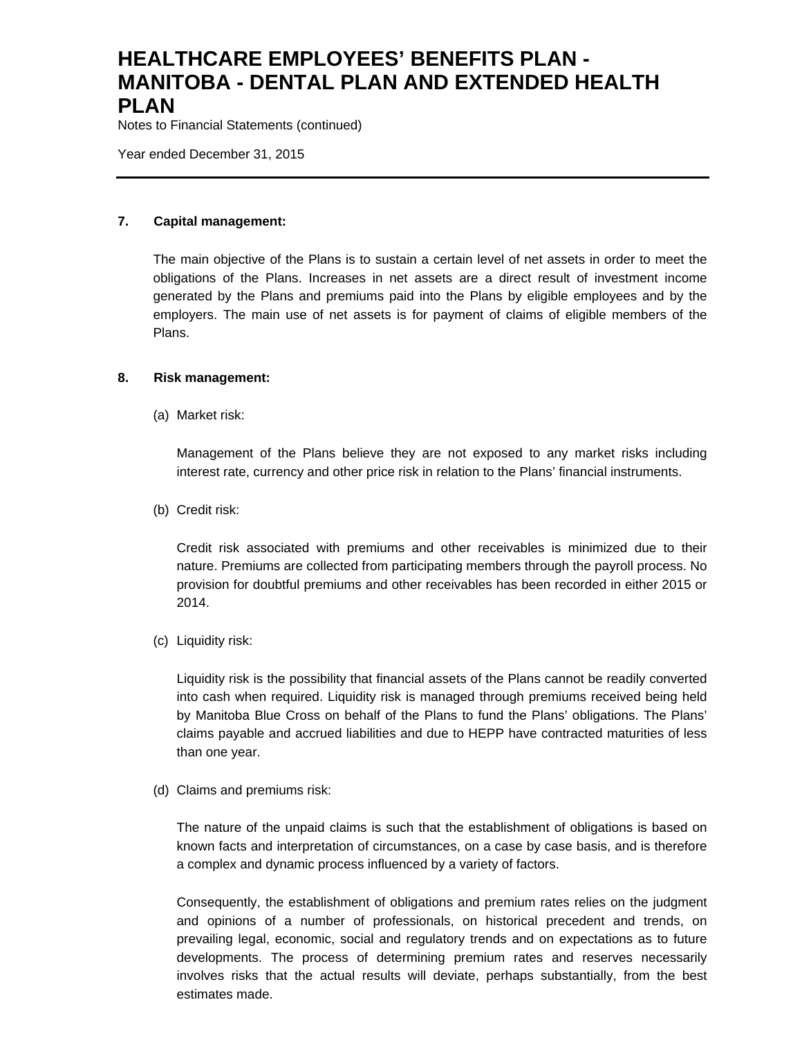## 7. Capital management:

The main objective of the Plans is to sustain a certain level of net assets in order to meet the obligations of the Plans. Increases in net assets are a direct result of investment income generated by the Plans and premiums paid into the Plans by eligible employees and by the employers. The main use of net assets is for payment of claims of eligible members of the Plans.

## 8. Risk management:

(a) Market risk:

Management of the Plans believe they are not exposed to any market risks including interest rate, currency and other price risk in relation to the Plans' financial instruments.

(b) Credit risk:

Credit risk associated with premiums and other receivables is minimized due to their nature. Premiums are collected from participating members through the payroll process. No provision for doubtful premiums and other receivables has been recorded in either 2015 or 2014.

(c) Liquidity risk:

Liquidity risk is the possibility that financial assets of the Plans cannot be readily converted into cash when required. Liquidity risk is managed through premiums received being held by Manitoba Blue Cross on behalf of the Plans to fund the Plans' obligations. The Plans' claims payable and accrued liabilities and due to HEPP have contracted maturities of less than one year.

(d) Claims and premiums risk:

The nature of the unpaid claims is such that the establishment of obligations is based on known facts and interpretation of circumstances, on a case by case basis, and is therefore a complex and dynamic process influenced by a variety of factors.

Consequently, the establishment of obligations and premium rates relies on the judgment and opinions of a number of professionals, on historical precedent and trends, on prevailing legal, economic, social and regulatory trends and on expectations as to future developments. The process of determining premium rates and reserves necessarily involves risks that the actual results will deviate, perhaps substantially, from the best estimates made.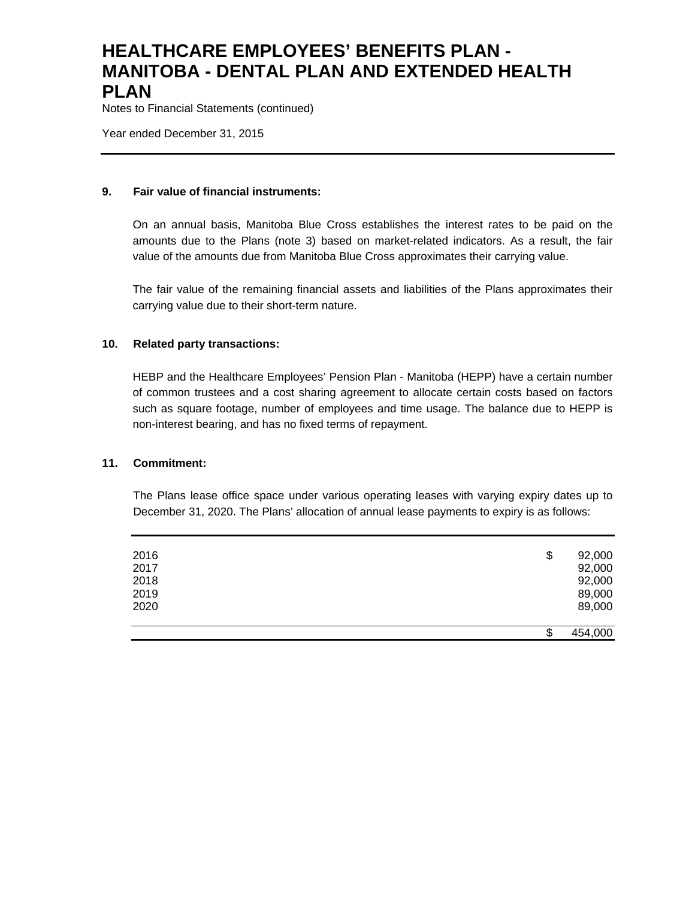# HEALTHCARE EMPLOYEES' BENEFITS PLAN - MANITOBA - DENTAL PLAN AND EXTENDED HEALTH PLAN

Notes to Financial Statements (continued)

Year ended December 31, 2015

**9. Fair value of financial instruments:**

On an annual basis, Manitoba Blue Cross establishes the interest rates to be paid on the amounts due to the Plans (note 3) based on market-related indicators. As a result, the fair value of the amounts due from Manitoba Blue Cross approximates their carrying value.

The fair value of the remaining financial assets and liabilities of the Plans approximates their carrying value due to their short-term nature.

**10. Related party transactions:**

HEBP and the Healthcare Employees' Pension Plan - Manitoba (HEPP) have a certain number of common trustees and a cost sharing agreement to allocate certain costs based on factors such as square footage, number of employees and time usage. The balance due to HEPP is non-interest bearing, and has no fixed terms of repayment.

**11. Commitment:**

The Plans lease office space under various operating leases with varying expiry dates up to December 31, 2020. The Plans' allocation of annual lease payments to expiry is as follows:

| | |
|---|---|
| 2016 | $ 92,000 |
| 2017 | 92,000 |
| 2018 | 92,000 |
| 2019 | 89,000 |
| 2020 | 89,000 |
| | $ 454,000 |